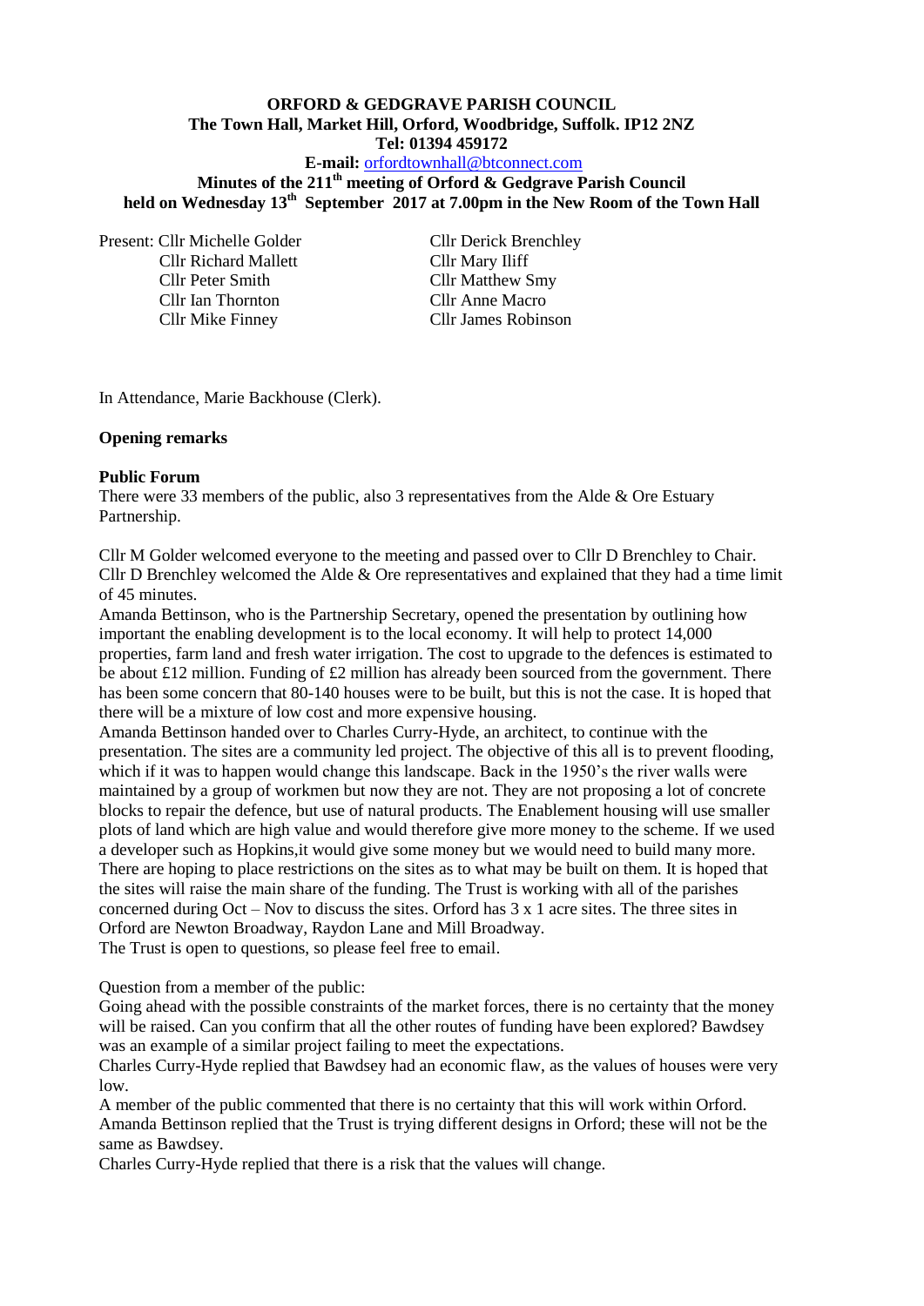**ORFORD & GEDGRAVE PARISH COUNCIL**
**The Town Hall, Market Hill, Orford, Woodbridge, Suffolk. IP12 2NZ**
**Tel: 01394 459172**
**E-mail:** orfordtownhall@btconnect.com

**Minutes of the 211th meeting of Orford & Gedgrave Parish Council held on Wednesday 13th September 2017 at 7.00pm in the New Room of the Town Hall**

Present: Cllr Michelle Golder, Cllr Derick Brenchley, Cllr Richard Mallett, Cllr Mary Iliff, Cllr Peter Smith, Cllr Matthew Smy, Cllr Ian Thornton, Cllr Anne Macro, Cllr Mike Finney, Cllr James Robinson

In Attendance, Marie Backhouse (Clerk).

**Opening remarks**

**Public Forum**

There were 33 members of the public, also 3 representatives from the Alde & Ore Estuary Partnership.

Cllr M Golder welcomed everyone to the meeting and passed over to Cllr D Brenchley to Chair. Cllr D Brenchley welcomed the Alde & Ore representatives and explained that they had a time limit of 45 minutes.

Amanda Bettinson, who is the Partnership Secretary, opened the presentation by outlining how important the enabling development is to the local economy. It will help to protect 14,000 properties, farm land and fresh water irrigation. The cost to upgrade to the defences is estimated to be about £12 million. Funding of £2 million has already been sourced from the government. There has been some concern that 80-140 houses were to be built, but this is not the case. It is hoped that there will be a mixture of low cost and more expensive housing.

Amanda Bettinson handed over to Charles Curry-Hyde, an architect, to continue with the presentation. The sites are a community led project. The objective of this all is to prevent flooding, which if it was to happen would change this landscape. Back in the 1950's the river walls were maintained by a group of workmen but now they are not. They are not proposing a lot of concrete blocks to repair the defence, but use of natural products. The Enablement housing will use smaller plots of land which are high value and would therefore give more money to the scheme. If we used a developer such as Hopkins,it would give some money but we would need to build many more. There are hoping to place restrictions on the sites as to what may be built on them. It is hoped that the sites will raise the main share of the funding. The Trust is working with all of the parishes concerned during Oct – Nov to discuss the sites. Orford has 3 x 1 acre sites. The three sites in Orford are Newton Broadway, Raydon Lane and Mill Broadway.

The Trust is open to questions, so please feel free to email.

Question from a member of the public:

Going ahead with the possible constraints of the market forces, there is no certainty that the money will be raised. Can you confirm that all the other routes of funding have been explored? Bawdsey was an example of a similar project failing to meet the expectations.

Charles Curry-Hyde replied that Bawdsey had an economic flaw, as the values of houses were very low.

A member of the public commented that there is no certainty that this will work within Orford.

Amanda Bettinson replied that the Trust is trying different designs in Orford; these will not be the same as Bawdsey.

Charles Curry-Hyde replied that there is a risk that the values will change.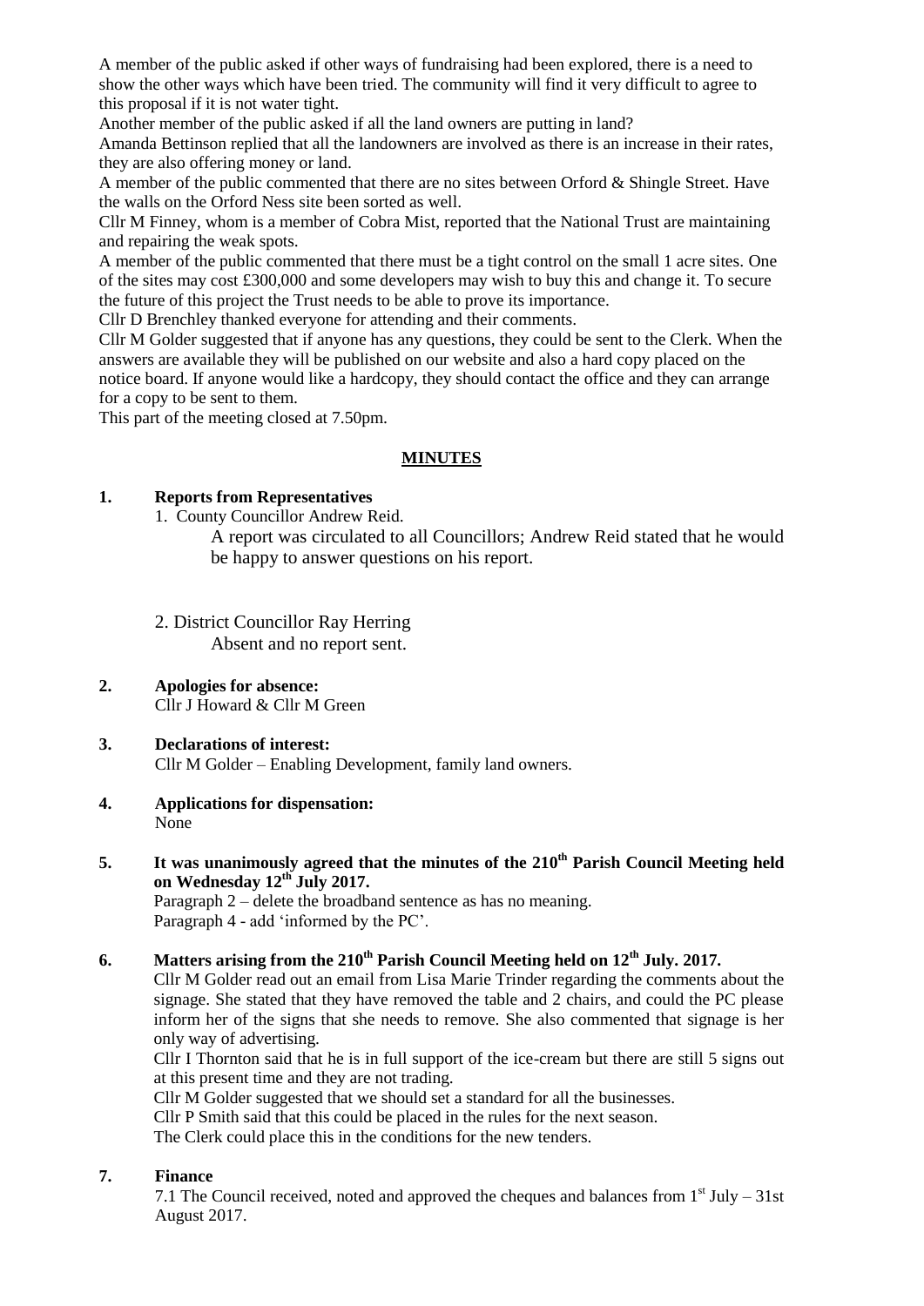A member of the public asked if other ways of fundraising had been explored, there is a need to show the other ways which have been tried. The community will find it very difficult to agree to this proposal if it is not water tight.

Another member of the public asked if all the land owners are putting in land?

Amanda Bettinson replied that all the landowners are involved as there is an increase in their rates, they are also offering money or land.

A member of the public commented that there are no sites between Orford & Shingle Street. Have the walls on the Orford Ness site been sorted as well.

Cllr M Finney, whom is a member of Cobra Mist, reported that the National Trust are maintaining and repairing the weak spots.

A member of the public commented that there must be a tight control on the small 1 acre sites. One of the sites may cost £300,000 and some developers may wish to buy this and change it. To secure the future of this project the Trust needs to be able to prove its importance.

Cllr D Brenchley thanked everyone for attending and their comments.

Cllr M Golder suggested that if anyone has any questions, they could be sent to the Clerk. When the answers are available they will be published on our website and also a hard copy placed on the notice board. If anyone would like a hardcopy, they should contact the office and they can arrange for a copy to be sent to them.

This part of the meeting closed at 7.50pm.

## MINUTES

**1. Reports from Representatives**

1. County Councillor Andrew Reid.

   A report was circulated to all Councillors; Andrew Reid stated that he would be happy to answer questions on his report.

2. District Councillor Ray Herring

   Absent and no report sent.

**2. Apologies for absence:**

Cllr J Howard & Cllr M Green

**3. Declarations of interest:**

Cllr M Golder – Enabling Development, family land owners.

**4. Applications for dispensation:**

None

**5. It was unanimously agreed that the minutes of the 210th Parish Council Meeting held on Wednesday 12th July 2017.**

Paragraph 2 – delete the broadband sentence as has no meaning.

Paragraph 4 - add 'informed by the PC'.

**6. Matters arising from the 210th Parish Council Meeting held on 12th July. 2017.**

Cllr M Golder read out an email from Lisa Marie Trinder regarding the comments about the signage. She stated that they have removed the table and 2 chairs, and could the PC please inform her of the signs that she needs to remove. She also commented that signage is her only way of advertising.

Cllr I Thornton said that he is in full support of the ice-cream but there are still 5 signs out at this present time and they are not trading.

Cllr M Golder suggested that we should set a standard for all the businesses.

Cllr P Smith said that this could be placed in the rules for the next season.

The Clerk could place this in the conditions for the new tenders.

**7. Finance**

7.1 The Council received, noted and approved the cheques and balances from 1st July – 31st August 2017.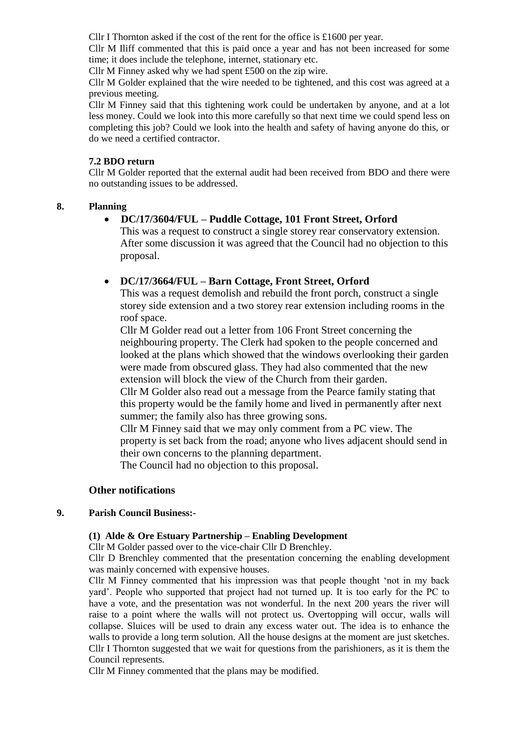Cllr I Thornton asked if the cost of the rent for the office is £1600 per year.

Cllr M Iliff commented that this is paid once a year and has not been increased for some time; it does include the telephone, internet, stationary etc.

Cllr M Finney asked why we had spent £500 on the zip wire.

Cllr M Golder explained that the wire needed to be tightened, and this cost was agreed at a previous meeting.

Cllr M Finney said that this tightening work could be undertaken by anyone, and at a lot less money. Could we look into this more carefully so that next time we could spend less on completing this job? Could we look into the health and safety of having anyone do this, or do we need a certified contractor.

**7.2 BDO return**

Cllr M Golder reported that the external audit had been received from BDO and there were no outstanding issues to be addressed.

**8. Planning**

- **DC/17/3604/FUL – Puddle Cottage, 101 Front Street, Orford**
  This was a request to construct a single storey rear conservatory extension. After some discussion it was agreed that the Council had no objection to this proposal.

- **DC/17/3664/FUL – Barn Cottage, Front Street, Orford**
  This was a request demolish and rebuild the front porch, construct a single storey side extension and a two storey rear extension including rooms in the roof space.
  Cllr M Golder read out a letter from 106 Front Street concerning the neighbouring property. The Clerk had spoken to the people concerned and looked at the plans which showed that the windows overlooking their garden were made from obscured glass. They had also commented that the new extension will block the view of the Church from their garden.
  Cllr M Golder also read out a message from the Pearce family stating that this property would be the family home and lived in permanently after next summer; the family also has three growing sons.
  Cllr M Finney said that we may only comment from a PC view. The property is set back from the road; anyone who lives adjacent should send in their own concerns to the planning department.
  The Council had no objection to this proposal.

**Other notifications**

**9. Parish Council Business:-**

**(1) Alde & Ore Estuary Partnership – Enabling Development**

Cllr M Golder passed over to the vice-chair Cllr D Brenchley.

Cllr D Brenchley commented that the presentation concerning the enabling development was mainly concerned with expensive houses.

Cllr M Finney commented that his impression was that people thought 'not in my back yard'. People who supported that project had not turned up. It is too early for the PC to have a vote, and the presentation was not wonderful. In the next 200 years the river will raise to a point where the walls will not protect us. Overtopping will occur, walls will collapse. Sluices will be used to drain any excess water out. The idea is to enhance the walls to provide a long term solution. All the house designs at the moment are just sketches.

Cllr I Thornton suggested that we wait for questions from the parishioners, as it is them the Council represents.

Cllr M Finney commented that the plans may be modified.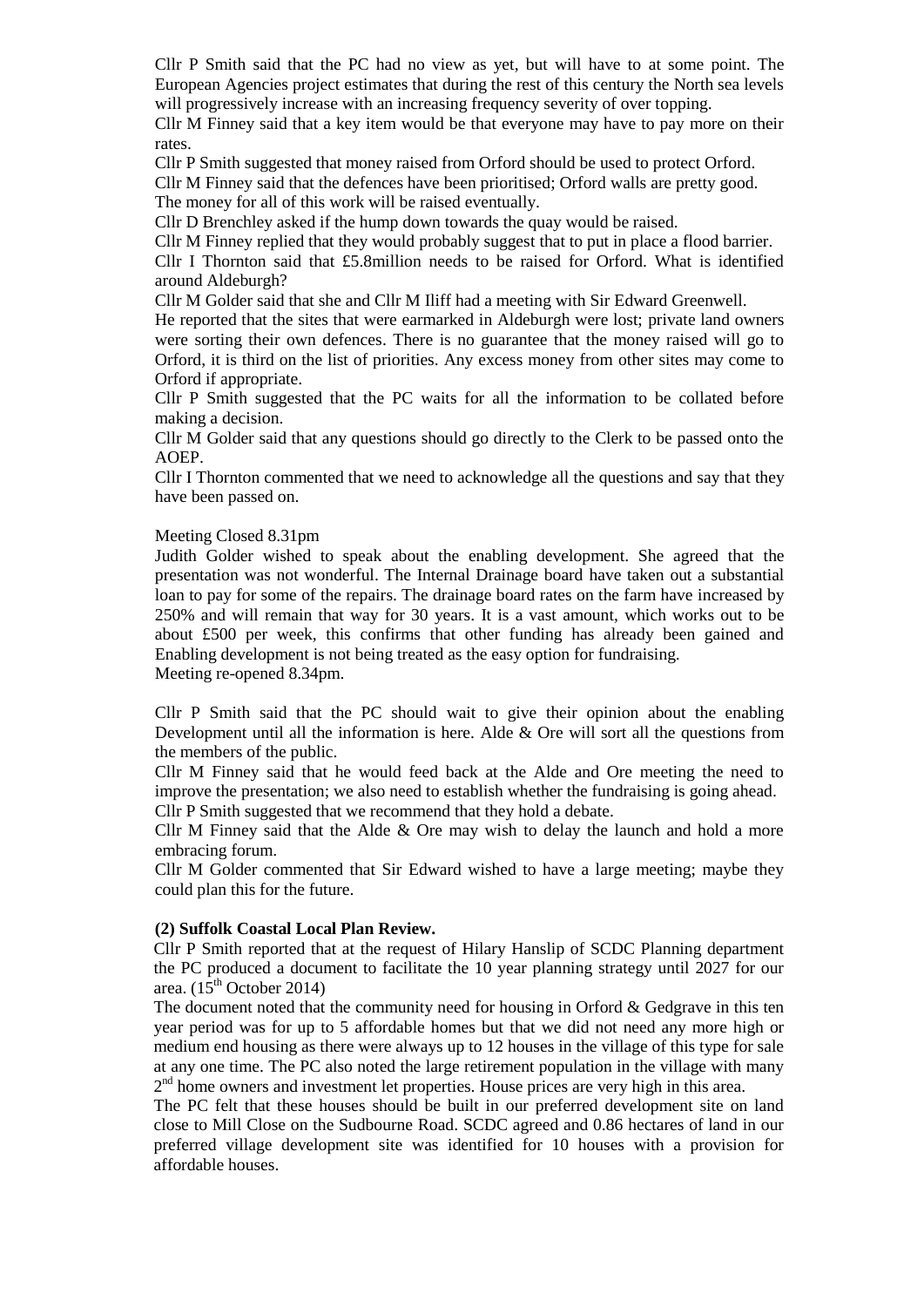Cllr P Smith said that the PC had no view as yet, but will have to at some point. The European Agencies project estimates that during the rest of this century the North sea levels will progressively increase with an increasing frequency severity of over topping.

Cllr M Finney said that a key item would be that everyone may have to pay more on their rates.

Cllr P Smith suggested that money raised from Orford should be used to protect Orford.

Cllr M Finney said that the defences have been prioritised; Orford walls are pretty good. The money for all of this work will be raised eventually.

Cllr D Brenchley asked if the hump down towards the quay would be raised.

Cllr M Finney replied that they would probably suggest that to put in place a flood barrier.

Cllr I Thornton said that £5.8million needs to be raised for Orford. What is identified around Aldeburgh?

Cllr M Golder said that she and Cllr M Iliff had a meeting with Sir Edward Greenwell.

He reported that the sites that were earmarked in Aldeburgh were lost; private land owners were sorting their own defences. There is no guarantee that the money raised will go to Orford, it is third on the list of priorities. Any excess money from other sites may come to Orford if appropriate.

Cllr P Smith suggested that the PC waits for all the information to be collated before making a decision.

Cllr M Golder said that any questions should go directly to the Clerk to be passed onto the AOEP.

Cllr I Thornton commented that we need to acknowledge all the questions and say that they have been passed on.

Meeting Closed 8.31pm

Judith Golder wished to speak about the enabling development. She agreed that the presentation was not wonderful. The Internal Drainage board have taken out a substantial loan to pay for some of the repairs. The drainage board rates on the farm have increased by 250% and will remain that way for 30 years. It is a vast amount, which works out to be about £500 per week, this confirms that other funding has already been gained and Enabling development is not being treated as the easy option for fundraising.

Meeting re-opened 8.34pm.

Cllr P Smith said that the PC should wait to give their opinion about the enabling Development until all the information is here. Alde & Ore will sort all the questions from the members of the public.

Cllr M Finney said that he would feed back at the Alde and Ore meeting the need to improve the presentation; we also need to establish whether the fundraising is going ahead.

Cllr P Smith suggested that we recommend that they hold a debate.

Cllr M Finney said that the Alde & Ore may wish to delay the launch and hold a more embracing forum.

Cllr M Golder commented that Sir Edward wished to have a large meeting; maybe they could plan this for the future.

**(2) Suffolk Coastal Local Plan Review.**

Cllr P Smith reported that at the request of Hilary Hanslip of SCDC Planning department the PC produced a document to facilitate the 10 year planning strategy until 2027 for our area. (15th October 2014)

The document noted that the community need for housing in Orford & Gedgrave in this ten year period was for up to 5 affordable homes but that we did not need any more high or medium end housing as there were always up to 12 houses in the village of this type for sale at any one time. The PC also noted the large retirement population in the village with many 2nd home owners and investment let properties. House prices are very high in this area.

The PC felt that these houses should be built in our preferred development site on land close to Mill Close on the Sudbourne Road. SCDC agreed and 0.86 hectares of land in our preferred village development site was identified for 10 houses with a provision for affordable houses.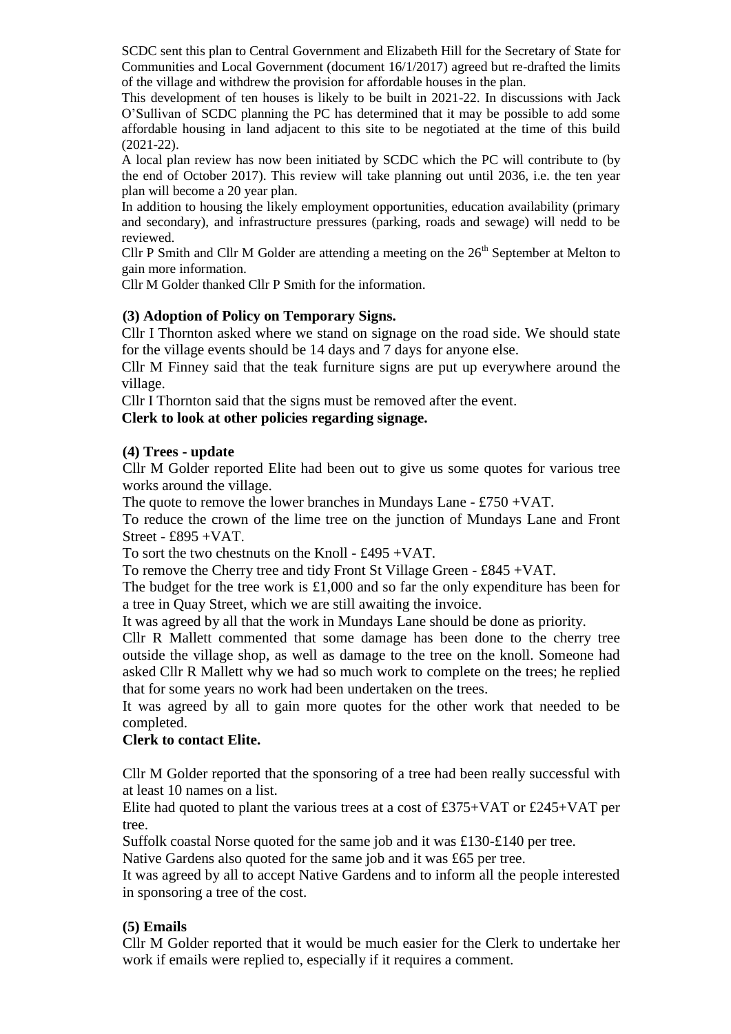SCDC sent this plan to Central Government and Elizabeth Hill for the Secretary of State for Communities and Local Government (document 16/1/2017) agreed but re-drafted the limits of the village and withdrew the provision for affordable houses in the plan.

This development of ten houses is likely to be built in 2021-22. In discussions with Jack O'Sullivan of SCDC planning the PC has determined that it may be possible to add some affordable housing in land adjacent to this site to be negotiated at the time of this build (2021-22).

A local plan review has now been initiated by SCDC which the PC will contribute to (by the end of October 2017). This review will take planning out until 2036, i.e. the ten year plan will become a 20 year plan.

In addition to housing the likely employment opportunities, education availability (primary and secondary), and infrastructure pressures (parking, roads and sewage) will nedd to be reviewed.

Cllr P Smith and Cllr M Golder are attending a meeting on the 26th September at Melton to gain more information.

Cllr M Golder thanked Cllr P Smith for the information.

**(3) Adoption of Policy on Temporary Signs.**

Cllr I Thornton asked where we stand on signage on the road side. We should state for the village events should be 14 days and 7 days for anyone else.

Cllr M Finney said that the teak furniture signs are put up everywhere around the village.

Cllr I Thornton said that the signs must be removed after the event.

**Clerk to look at other policies regarding signage.**

**(4) Trees - update**

Cllr M Golder reported Elite had been out to give us some quotes for various tree works around the village.

The quote to remove the lower branches in Mundays Lane - £750 +VAT.

To reduce the crown of the lime tree on the junction of Mundays Lane and Front Street - £895 +VAT.

To sort the two chestnuts on the Knoll - £495 +VAT.

To remove the Cherry tree and tidy Front St Village Green - £845 +VAT.

The budget for the tree work is £1,000 and so far the only expenditure has been for a tree in Quay Street, which we are still awaiting the invoice.

It was agreed by all that the work in Mundays Lane should be done as priority.

Cllr R Mallett commented that some damage has been done to the cherry tree outside the village shop, as well as damage to the tree on the knoll. Someone had asked Cllr R Mallett why we had so much work to complete on the trees; he replied that for some years no work had been undertaken on the trees.

It was agreed by all to gain more quotes for the other work that needed to be completed.

**Clerk to contact Elite.**

Cllr M Golder reported that the sponsoring of a tree had been really successful with at least 10 names on a list.

Elite had quoted to plant the various trees at a cost of £375+VAT or £245+VAT per tree.

Suffolk coastal Norse quoted for the same job and it was £130-£140 per tree.

Native Gardens also quoted for the same job and it was £65 per tree.

It was agreed by all to accept Native Gardens and to inform all the people interested in sponsoring a tree of the cost.

**(5) Emails**

Cllr M Golder reported that it would be much easier for the Clerk to undertake her work if emails were replied to, especially if it requires a comment.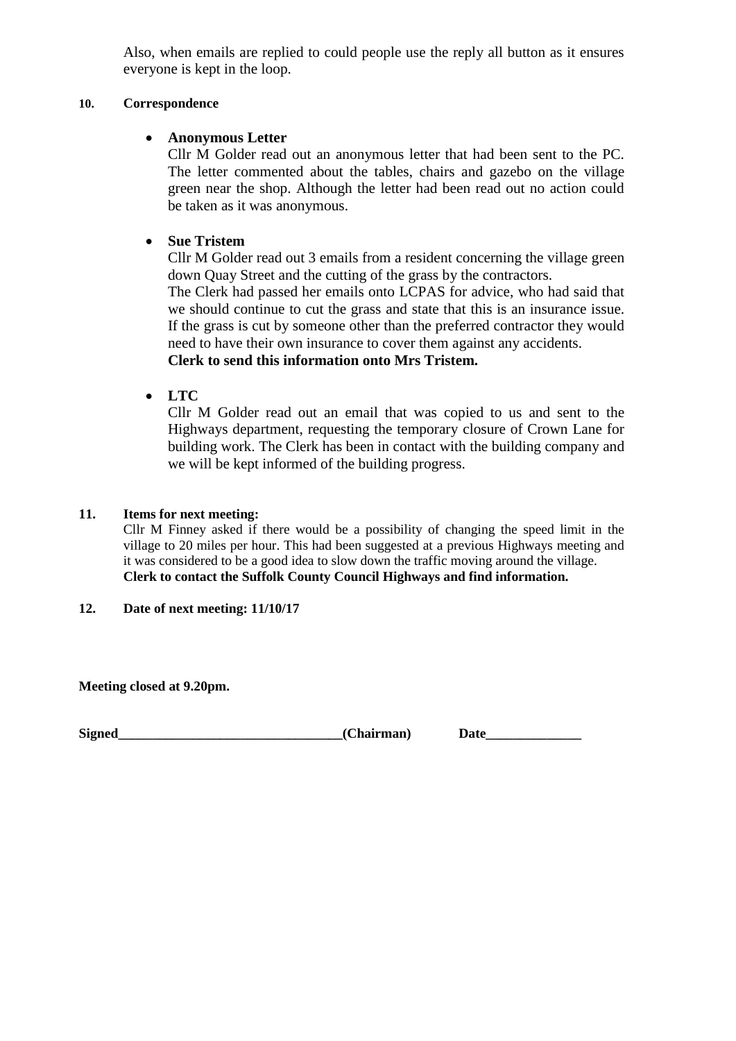Also, when emails are replied to could people use the reply all button as it ensures everyone is kept in the loop.

**10. Correspondence**

- **Anonymous Letter**
  Cllr M Golder read out an anonymous letter that had been sent to the PC. The letter commented about the tables, chairs and gazebo on the village green near the shop. Although the letter had been read out no action could be taken as it was anonymous.

- **Sue Tristem**
  Cllr M Golder read out 3 emails from a resident concerning the village green down Quay Street and the cutting of the grass by the contractors.
  The Clerk had passed her emails onto LCPAS for advice, who had said that we should continue to cut the grass and state that this is an insurance issue. If the grass is cut by someone other than the preferred contractor they would need to have their own insurance to cover them against any accidents.
  **Clerk to send this information onto Mrs Tristem.**

- **LTC**
  Cllr M Golder read out an email that was copied to us and sent to the Highways department, requesting the temporary closure of Crown Lane for building work. The Clerk has been in contact with the building company and we will be kept informed of the building progress.

**11. Items for next meeting:**

Cllr M Finney asked if there would be a possibility of changing the speed limit in the village to 20 miles per hour. This had been suggested at a previous Highways meeting and it was considered to be a good idea to slow down the traffic moving around the village.
**Clerk to contact the Suffolk County Council Highways and find information.**

**12. Date of next meeting: 11/10/17**

**Meeting closed at 9.20pm.**

**Signed_________________________________(Chairman) Date______________**